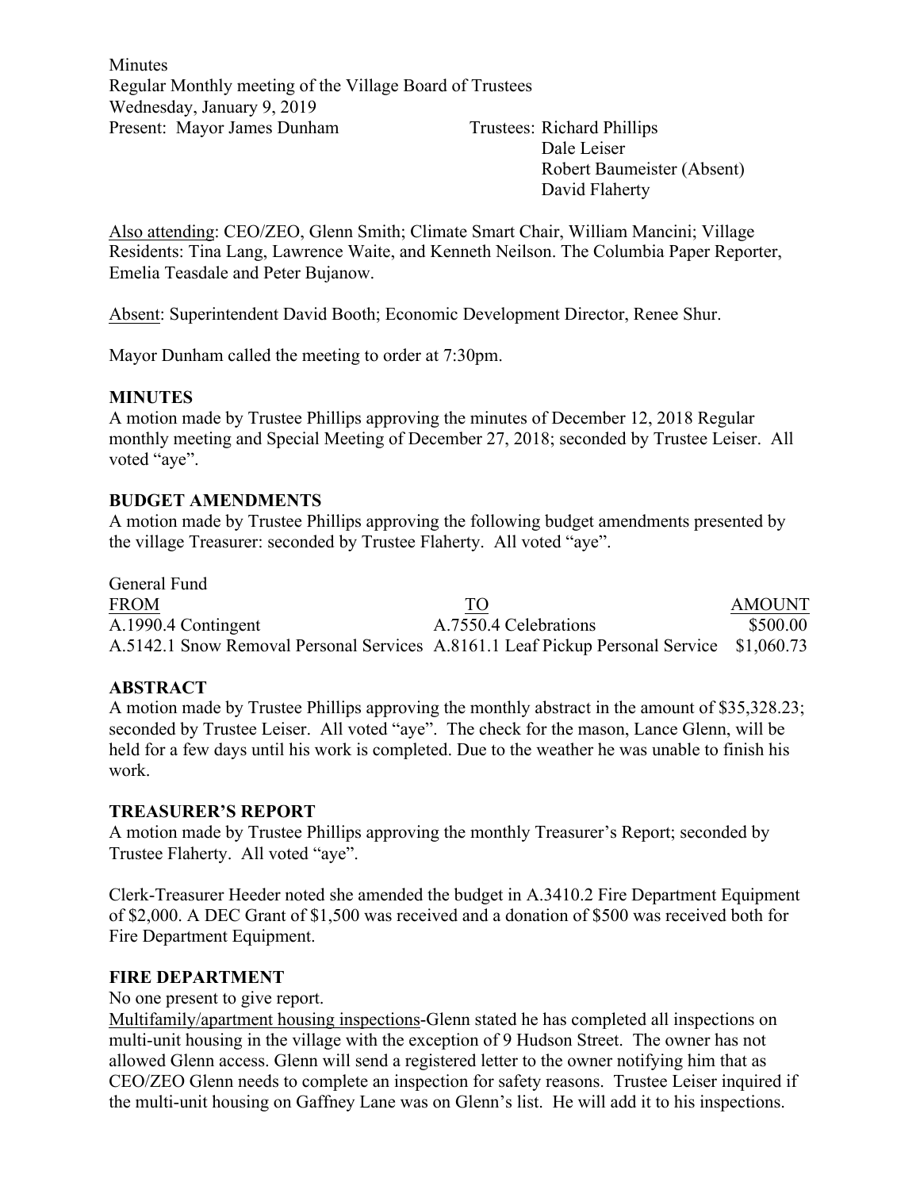Minutes
Regular Monthly meeting of the Village Board of Trustees
Wednesday, January 9, 2019

Present: Mayor James Dunham

Trustees: Richard Phillips
Dale Leiser
Robert Baumeister (Absent)
David Flaherty

Also attending: CEO/ZEO, Glenn Smith; Climate Smart Chair, William Mancini; Village Residents: Tina Lang, Lawrence Waite, and Kenneth Neilson. The Columbia Paper Reporter, Emelia Teasdale and Peter Bujanow.

Absent: Superintendent David Booth; Economic Development Director, Renee Shur.

Mayor Dunham called the meeting to order at 7:30pm.

**MINUTES**

A motion made by Trustee Phillips approving the minutes of December 12, 2018 Regular monthly meeting and Special Meeting of December 27, 2018; seconded by Trustee Leiser. All voted "aye".

**BUDGET AMENDMENTS**

A motion made by Trustee Phillips approving the following budget amendments presented by the village Treasurer: seconded by Trustee Flaherty. All voted "aye".

General Fund

| FROM | TO | AMOUNT |
|---|---|---|
| A.1990.4 Contingent | A.7550.4 Celebrations | $500.00 |
| A.5142.1 Snow Removal Personal Services | A.8161.1 Leaf Pickup Personal Service | $1,060.73 |

**ABSTRACT**

A motion made by Trustee Phillips approving the monthly abstract in the amount of $35,328.23; seconded by Trustee Leiser. All voted "aye". The check for the mason, Lance Glenn, will be held for a few days until his work is completed. Due to the weather he was unable to finish his work.

**TREASURER'S REPORT**

A motion made by Trustee Phillips approving the monthly Treasurer's Report; seconded by Trustee Flaherty. All voted "aye".

Clerk-Treasurer Heeder noted she amended the budget in A.3410.2 Fire Department Equipment of $2,000. A DEC Grant of $1,500 was received and a donation of $500 was received both for Fire Department Equipment.

**FIRE DEPARTMENT**

No one present to give report.

Multifamily/apartment housing inspections-Glenn stated he has completed all inspections on multi-unit housing in the village with the exception of 9 Hudson Street. The owner has not allowed Glenn access. Glenn will send a registered letter to the owner notifying him that as CEO/ZEO Glenn needs to complete an inspection for safety reasons. Trustee Leiser inquired if the multi-unit housing on Gaffney Lane was on Glenn's list. He will add it to his inspections.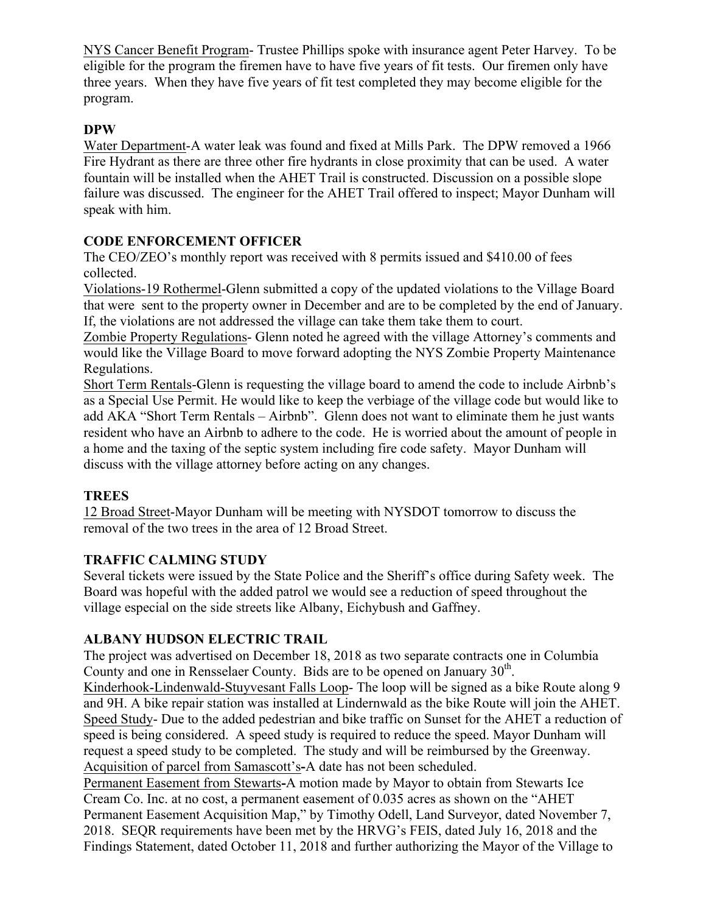NYS Cancer Benefit Program- Trustee Phillips spoke with insurance agent Peter Harvey. To be eligible for the program the firemen have to have five years of fit tests. Our firemen only have three years. When they have five years of fit test completed they may become eligible for the program.

## DPW

Water Department-A water leak was found and fixed at Mills Park. The DPW removed a 1966 Fire Hydrant as there are three other fire hydrants in close proximity that can be used. A water fountain will be installed when the AHET Trail is constructed. Discussion on a possible slope failure was discussed. The engineer for the AHET Trail offered to inspect; Mayor Dunham will speak with him.

## CODE ENFORCEMENT OFFICER

The CEO/ZEO's monthly report was received with 8 permits issued and $410.00 of fees collected.

Violations-19 Rothermel-Glenn submitted a copy of the updated violations to the Village Board that were sent to the property owner in December and are to be completed by the end of January. If, the violations are not addressed the village can take them take them to court.

Zombie Property Regulations- Glenn noted he agreed with the village Attorney's comments and would like the Village Board to move forward adopting the NYS Zombie Property Maintenance Regulations.

Short Term Rentals-Glenn is requesting the village board to amend the code to include Airbnb's as a Special Use Permit. He would like to keep the verbiage of the village code but would like to add AKA "Short Term Rentals – Airbnb". Glenn does not want to eliminate them he just wants resident who have an Airbnb to adhere to the code. He is worried about the amount of people in a home and the taxing of the septic system including fire code safety. Mayor Dunham will discuss with the village attorney before acting on any changes.

## TREES

12 Broad Street-Mayor Dunham will be meeting with NYSDOT tomorrow to discuss the removal of the two trees in the area of 12 Broad Street.

## TRAFFIC CALMING STUDY

Several tickets were issued by the State Police and the Sheriff's office during Safety week. The Board was hopeful with the added patrol we would see a reduction of speed throughout the village especial on the side streets like Albany, Eichybush and Gaffney.

## ALBANY HUDSON ELECTRIC TRAIL

The project was advertised on December 18, 2018 as two separate contracts one in Columbia County and one in Rensselaer County. Bids are to be opened on January 30th.

Kinderhook-Lindenwald-Stuyvesant Falls Loop- The loop will be signed as a bike Route along 9 and 9H. A bike repair station was installed at Lindernwald as the bike Route will join the AHET.

Speed Study- Due to the added pedestrian and bike traffic on Sunset for the AHET a reduction of speed is being considered. A speed study is required to reduce the speed. Mayor Dunham will request a speed study to be completed. The study and will be reimbursed by the Greenway.

Acquisition of parcel from Samascott's-A date has not been scheduled.

Permanent Easement from Stewarts-A motion made by Mayor to obtain from Stewarts Ice Cream Co. Inc. at no cost, a permanent easement of 0.035 acres as shown on the "AHET Permanent Easement Acquisition Map," by Timothy Odell, Land Surveyor, dated November 7, 2018. SEQR requirements have been met by the HRVG's FEIS, dated July 16, 2018 and the Findings Statement, dated October 11, 2018 and further authorizing the Mayor of the Village to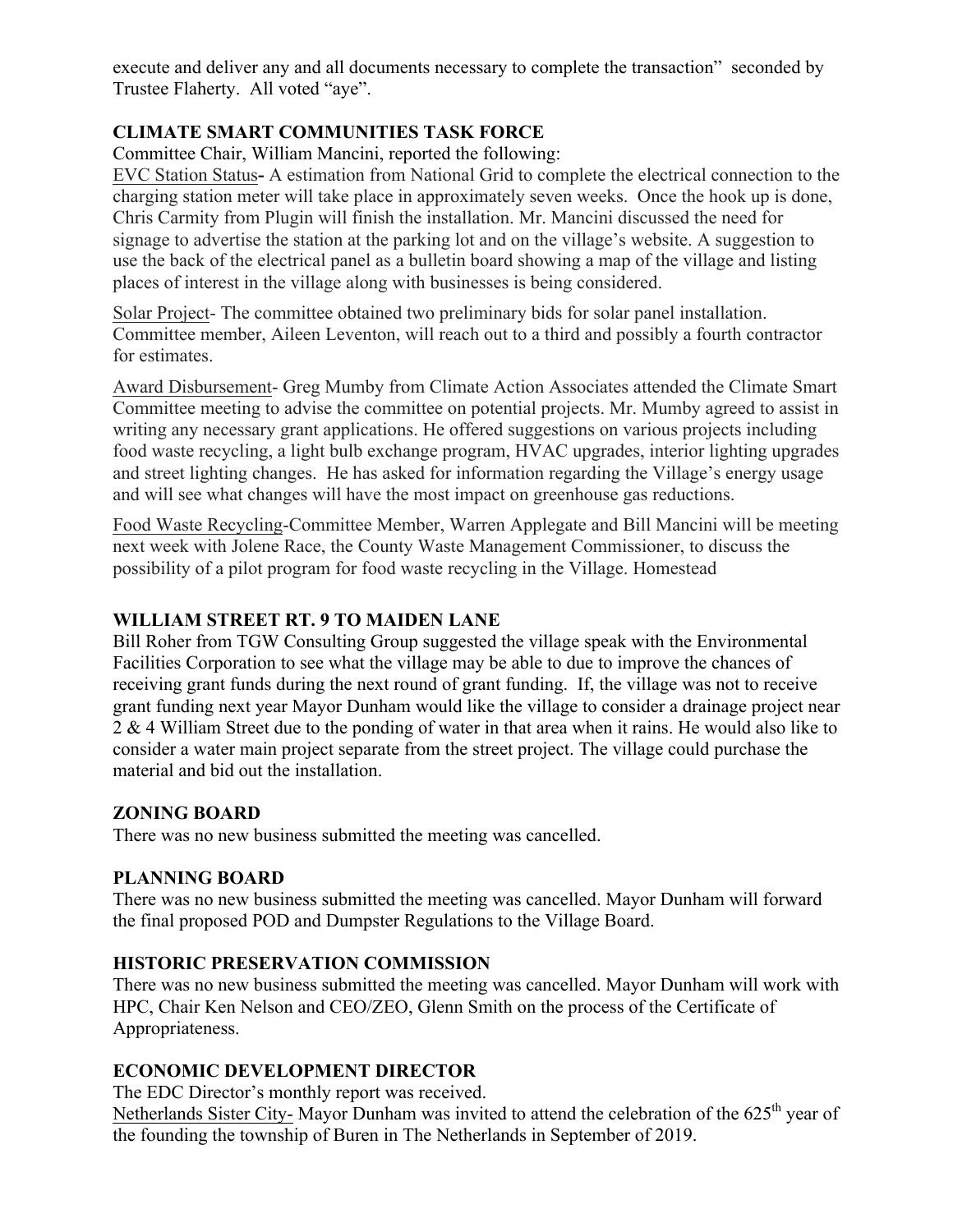execute and deliver any and all documents necessary to complete the transaction" seconded by Trustee Flaherty. All voted "aye".

## CLIMATE SMART COMMUNITIES TASK FORCE

Committee Chair, William Mancini, reported the following:

EVC Station Status**-** A estimation from National Grid to complete the electrical connection to the charging station meter will take place in approximately seven weeks. Once the hook up is done, Chris Carmity from Plugin will finish the installation. Mr. Mancini discussed the need for signage to advertise the station at the parking lot and on the village's website. A suggestion to use the back of the electrical panel as a bulletin board showing a map of the village and listing places of interest in the village along with businesses is being considered.

Solar Project- The committee obtained two preliminary bids for solar panel installation. Committee member, Aileen Leventon, will reach out to a third and possibly a fourth contractor for estimates.

Award Disbursement- Greg Mumby from Climate Action Associates attended the Climate Smart Committee meeting to advise the committee on potential projects. Mr. Mumby agreed to assist in writing any necessary grant applications. He offered suggestions on various projects including food waste recycling, a light bulb exchange program, HVAC upgrades, interior lighting upgrades and street lighting changes. He has asked for information regarding the Village's energy usage and will see what changes will have the most impact on greenhouse gas reductions.

Food Waste Recycling-Committee Member, Warren Applegate and Bill Mancini will be meeting next week with Jolene Race, the County Waste Management Commissioner, to discuss the possibility of a pilot program for food waste recycling in the Village. Homestead

## WILLIAM STREET RT. 9 TO MAIDEN LANE

Bill Roher from TGW Consulting Group suggested the village speak with the Environmental Facilities Corporation to see what the village may be able to due to improve the chances of receiving grant funds during the next round of grant funding. If, the village was not to receive grant funding next year Mayor Dunham would like the village to consider a drainage project near 2 & 4 William Street due to the ponding of water in that area when it rains. He would also like to consider a water main project separate from the street project. The village could purchase the material and bid out the installation.

## ZONING BOARD

There was no new business submitted the meeting was cancelled.

## PLANNING BOARD

There was no new business submitted the meeting was cancelled. Mayor Dunham will forward the final proposed POD and Dumpster Regulations to the Village Board.

## HISTORIC PRESERVATION COMMISSION

There was no new business submitted the meeting was cancelled. Mayor Dunham will work with HPC, Chair Ken Nelson and CEO/ZEO, Glenn Smith on the process of the Certificate of Appropriateness.

## ECONOMIC DEVELOPMENT DIRECTOR

The EDC Director's monthly report was received.

Netherlands Sister City- Mayor Dunham was invited to attend the celebration of the 625th year of the founding the township of Buren in The Netherlands in September of 2019.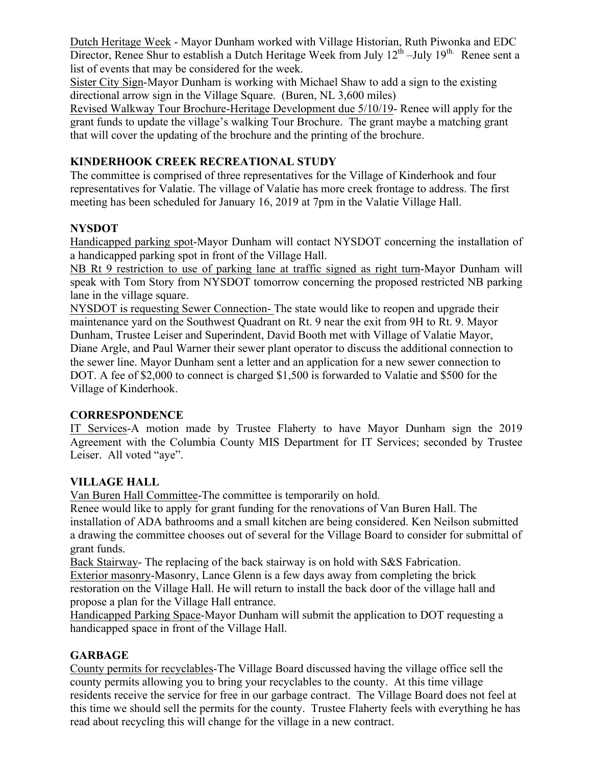Dutch Heritage Week - Mayor Dunham worked with Village Historian, Ruth Piwonka and EDC Director, Renee Shur to establish a Dutch Heritage Week from July 12th –July 19th. Renee sent a list of events that may be considered for the week.

Sister City Sign-Mayor Dunham is working with Michael Shaw to add a sign to the existing directional arrow sign in the Village Square. (Buren, NL 3,600 miles)

Revised Walkway Tour Brochure-Heritage Development due 5/10/19- Renee will apply for the grant funds to update the village's walking Tour Brochure. The grant maybe a matching grant that will cover the updating of the brochure and the printing of the brochure.

## KINDERHOOK CREEK RECREATIONAL STUDY

The committee is comprised of three representatives for the Village of Kinderhook and four representatives for Valatie. The village of Valatie has more creek frontage to address. The first meeting has been scheduled for January 16, 2019 at 7pm in the Valatie Village Hall.

## NYSDOT

Handicapped parking spot-Mayor Dunham will contact NYSDOT concerning the installation of a handicapped parking spot in front of the Village Hall.

NB Rt 9 restriction to use of parking lane at traffic signed as right turn-Mayor Dunham will speak with Tom Story from NYSDOT tomorrow concerning the proposed restricted NB parking lane in the village square.

NYSDOT is requesting Sewer Connection- The state would like to reopen and upgrade their maintenance yard on the Southwest Quadrant on Rt. 9 near the exit from 9H to Rt. 9. Mayor Dunham, Trustee Leiser and Superindent, David Booth met with Village of Valatie Mayor, Diane Argle, and Paul Warner their sewer plant operator to discuss the additional connection to the sewer line. Mayor Dunham sent a letter and an application for a new sewer connection to DOT. A fee of $2,000 to connect is charged $1,500 is forwarded to Valatie and $500 for the Village of Kinderhook.

## CORRESPONDENCE

IT Services-A motion made by Trustee Flaherty to have Mayor Dunham sign the 2019 Agreement with the Columbia County MIS Department for IT Services; seconded by Trustee Leiser. All voted "aye".

## VILLAGE HALL

Van Buren Hall Committee-The committee is temporarily on hold.

Renee would like to apply for grant funding for the renovations of Van Buren Hall. The installation of ADA bathrooms and a small kitchen are being considered. Ken Neilson submitted a drawing the committee chooses out of several for the Village Board to consider for submittal of grant funds.

Back Stairway- The replacing of the back stairway is on hold with S&S Fabrication.

Exterior masonry-Masonry, Lance Glenn is a few days away from completing the brick restoration on the Village Hall. He will return to install the back door of the village hall and propose a plan for the Village Hall entrance.

Handicapped Parking Space-Mayor Dunham will submit the application to DOT requesting a handicapped space in front of the Village Hall.

## GARBAGE

County permits for recyclables-The Village Board discussed having the village office sell the county permits allowing you to bring your recyclables to the county. At this time village residents receive the service for free in our garbage contract. The Village Board does not feel at this time we should sell the permits for the county. Trustee Flaherty feels with everything he has read about recycling this will change for the village in a new contract.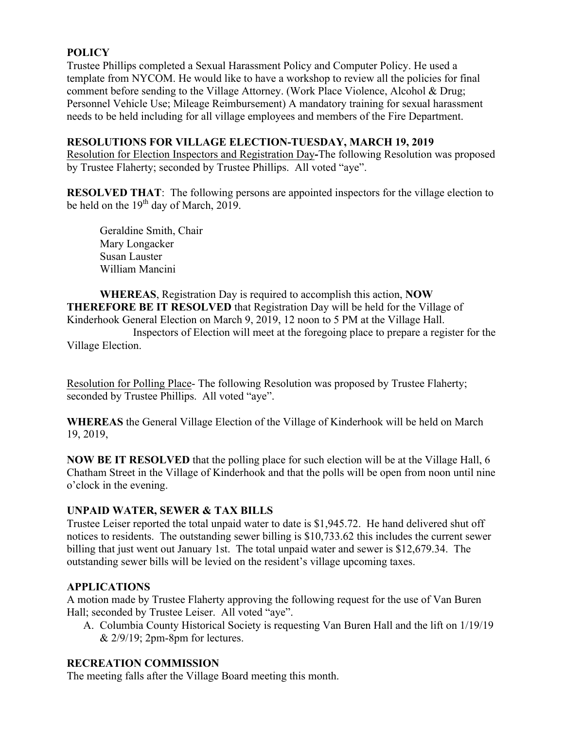**POLICY**

Trustee Phillips completed a Sexual Harassment Policy and Computer Policy. He used a template from NYCOM. He would like to have a workshop to review all the policies for final comment before sending to the Village Attorney. (Work Place Violence, Alcohol & Drug; Personnel Vehicle Use; Mileage Reimbursement) A mandatory training for sexual harassment needs to be held including for all village employees and members of the Fire Department.

**RESOLUTIONS FOR VILLAGE ELECTION-TUESDAY, MARCH 19, 2019**

Resolution for Election Inspectors and Registration Day-The following Resolution was proposed by Trustee Flaherty; seconded by Trustee Phillips. All voted "aye".

**RESOLVED THAT**: The following persons are appointed inspectors for the village election to be held on the 19th day of March, 2019.

Geraldine Smith, Chair
Mary Longacker
Susan Lauster
William Mancini

**WHEREAS**, Registration Day is required to accomplish this action, **NOW THEREFORE BE IT RESOLVED** that Registration Day will be held for the Village of Kinderhook General Election on March 9, 2019, 12 noon to 5 PM at the Village Hall. Inspectors of Election will meet at the foregoing place to prepare a register for the Village Election.

Resolution for Polling Place- The following Resolution was proposed by Trustee Flaherty; seconded by Trustee Phillips. All voted "aye".

**WHEREAS** the General Village Election of the Village of Kinderhook will be held on March 19, 2019,

**NOW BE IT RESOLVED** that the polling place for such election will be at the Village Hall, 6 Chatham Street in the Village of Kinderhook and that the polls will be open from noon until nine o'clock in the evening.

**UNPAID WATER, SEWER & TAX BILLS**

Trustee Leiser reported the total unpaid water to date is $1,945.72. He hand delivered shut off notices to residents. The outstanding sewer billing is $10,733.62 this includes the current sewer billing that just went out January 1st. The total unpaid water and sewer is $12,679.34. The outstanding sewer bills will be levied on the resident's village upcoming taxes.

**APPLICATIONS**

A motion made by Trustee Flaherty approving the following request for the use of Van Buren Hall; seconded by Trustee Leiser. All voted "aye".

A. Columbia County Historical Society is requesting Van Buren Hall and the lift on 1/19/19 & 2/9/19; 2pm-8pm for lectures.

**RECREATION COMMISSION**

The meeting falls after the Village Board meeting this month.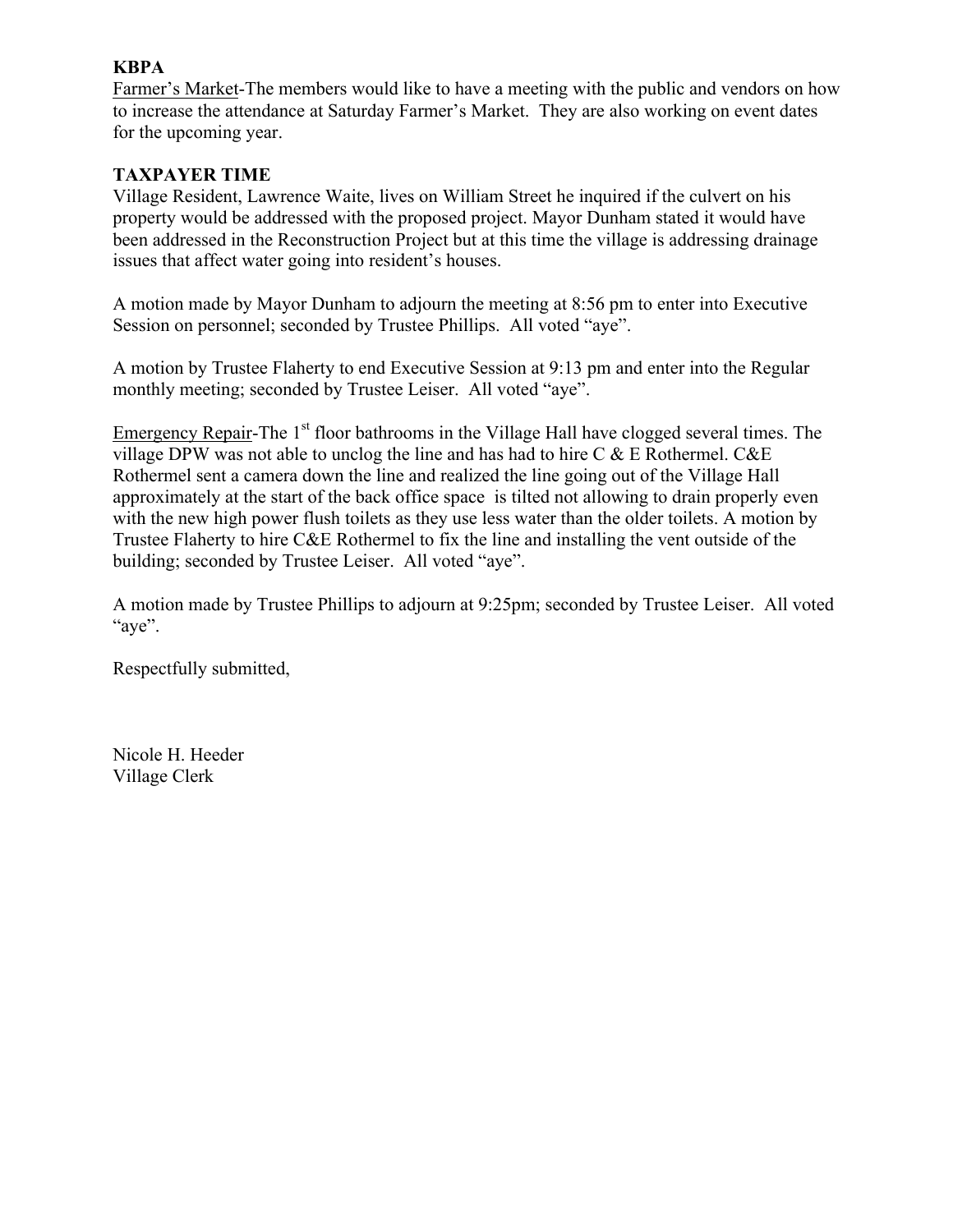**KBPA**

Farmer's Market-The members would like to have a meeting with the public and vendors on how to increase the attendance at Saturday Farmer's Market. They are also working on event dates for the upcoming year.

**TAXPAYER TIME**

Village Resident, Lawrence Waite, lives on William Street he inquired if the culvert on his property would be addressed with the proposed project. Mayor Dunham stated it would have been addressed in the Reconstruction Project but at this time the village is addressing drainage issues that affect water going into resident's houses.

A motion made by Mayor Dunham to adjourn the meeting at 8:56 pm to enter into Executive Session on personnel; seconded by Trustee Phillips. All voted "aye".

A motion by Trustee Flaherty to end Executive Session at 9:13 pm and enter into the Regular monthly meeting; seconded by Trustee Leiser. All voted "aye".

Emergency Repair-The 1st floor bathrooms in the Village Hall have clogged several times. The village DPW was not able to unclog the line and has had to hire C & E Rothermel. C&E Rothermel sent a camera down the line and realized the line going out of the Village Hall approximately at the start of the back office space is tilted not allowing to drain properly even with the new high power flush toilets as they use less water than the older toilets. A motion by Trustee Flaherty to hire C&E Rothermel to fix the line and installing the vent outside of the building; seconded by Trustee Leiser. All voted "aye".

A motion made by Trustee Phillips to adjourn at 9:25pm; seconded by Trustee Leiser. All voted "aye".

Respectfully submitted,

Nicole H. Heeder
Village Clerk